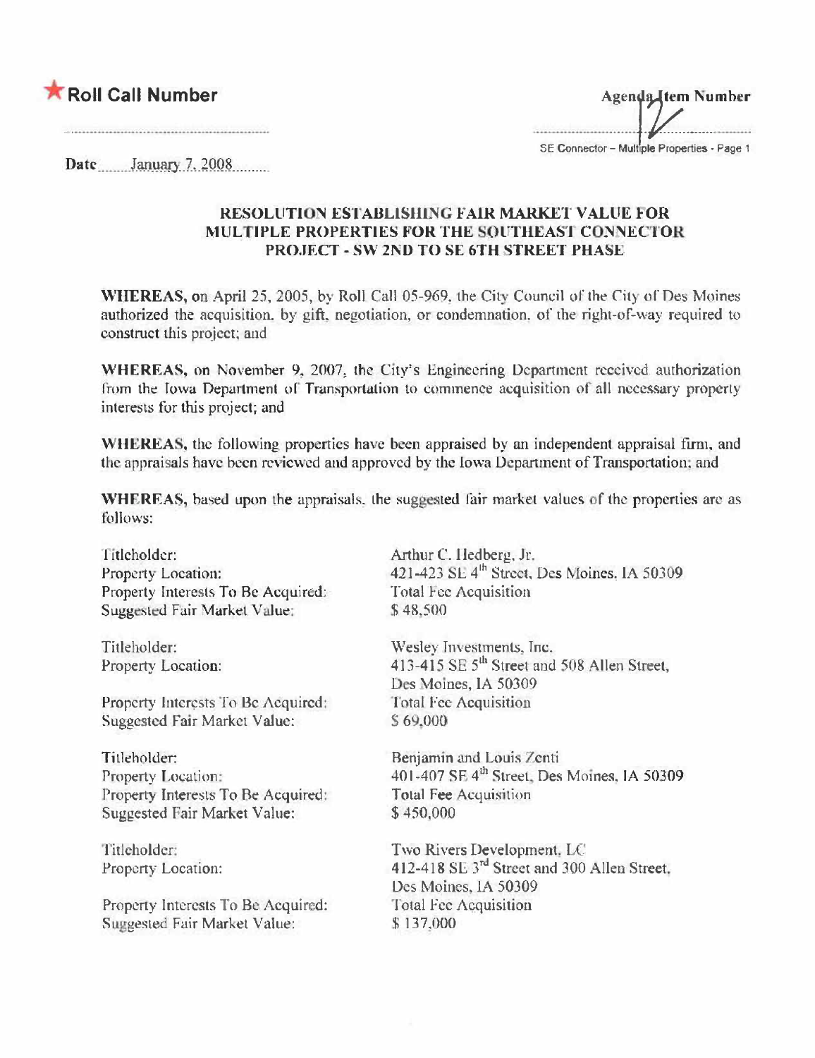★ **Roll Call Number**

**Agenda Item Number**

12

SE Connector – Multiple Properties - Page 1

**Date** January 7, 2008

### RESOLUTION ESTABLISHING FAIR MARKET VALUE FOR MULTIPLE PROPERTIES FOR THE SOUTHEAST CONNECTOR PROJECT - SW 2ND TO SE 6TH STREET PHASE

**WHEREAS,** on April 25, 2005, by Roll Call 05-969, the City Council of the City of Des Moines authorized the acquisition, by gift, negotiation, or condemnation, of the right-of-way required to construct this project; and

**WHEREAS,** on November 9, 2007, the City's Engineering Department received authorization from the Iowa Department of Transportation to commence acquisition of all necessary property interests for this project; and

**WHEREAS,** the following properties have been appraised by an independent appraisal firm, and the appraisals have been reviewed and approved by the Iowa Department of Transportation; and

**WHEREAS,** based upon the appraisals, the suggested fair market values of the properties are as follows:

Titleholder: Arthur C. Hedberg, Jr.
Property Location: 421-423 SE 4th Street, Des Moines, IA 50309
Property Interests To Be Acquired: Total Fee Acquisition
Suggested Fair Market Value: $ 48,500

Titleholder: Wesley Investments, Inc.
Property Location: 413-415 SE 5th Street and 508 Allen Street, Des Moines, IA 50309
Property Interests To Be Acquired: Total Fee Acquisition
Suggested Fair Market Value: $ 69,000

Titleholder: Benjamin and Louis Zenti
Property Location: 401-407 SE 4th Street, Des Moines, IA 50309
Property Interests To Be Acquired: Total Fee Acquisition
Suggested Fair Market Value: $ 450,000

Titleholder: Two Rivers Development, LC
Property Location: 412-418 SE 3rd Street and 300 Allen Street, Des Moines, IA 50309
Property Interests To Be Acquired: Total Fee Acquisition
Suggested Fair Market Value: $ 137,000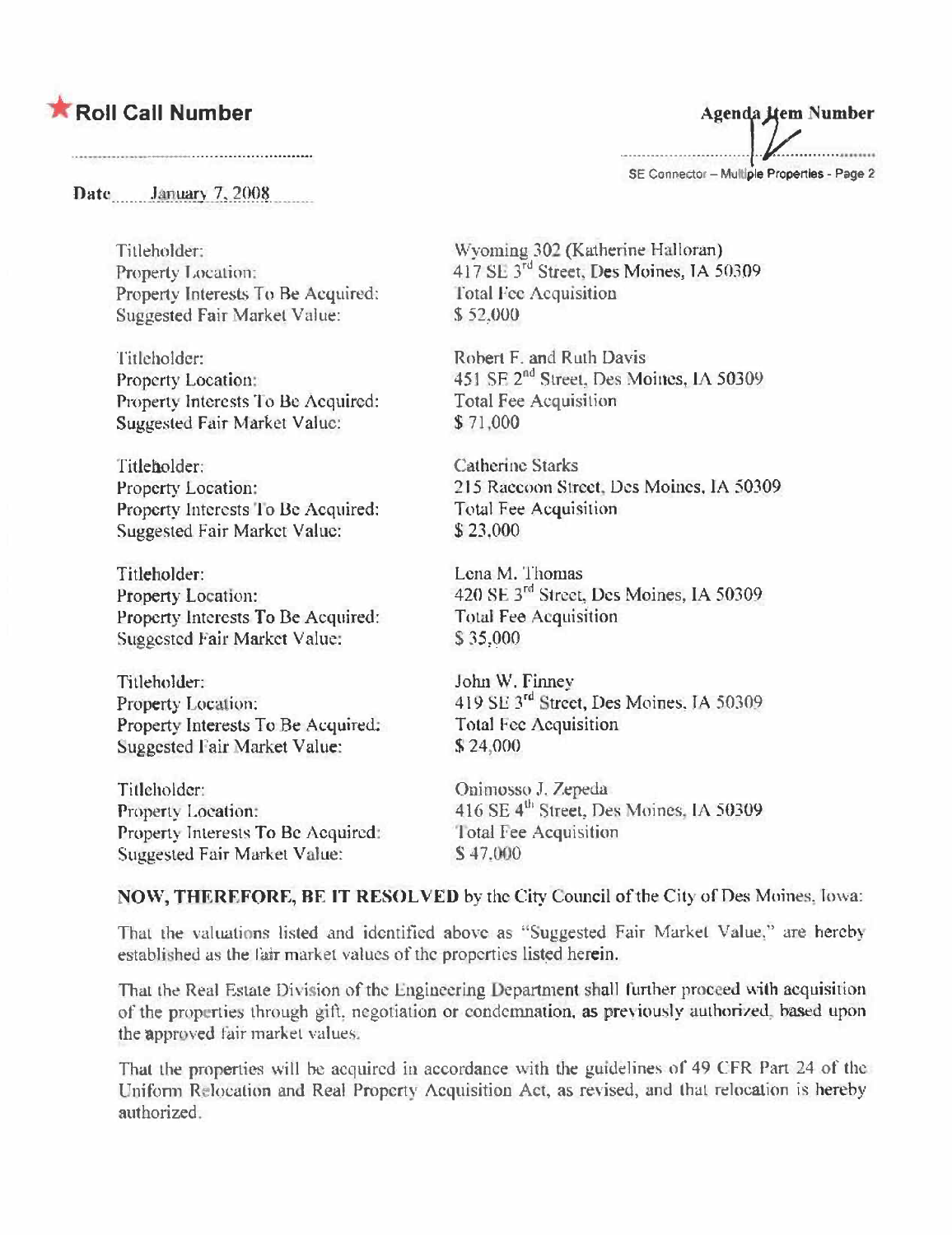★ **Roll Call Number**

**Agenda Item Number**

12

SE Connector – Multiple Properties - Page 2

**Date** January 7, 2008

| | |
|---|---|
| Titleholder: | Wyoming 302 (Katherine Halloran) |
| Property Location: | 417 SE 3rd Street, Des Moines, IA 50309 |
| Property Interests To Be Acquired: | Total Fee Acquisition |
| Suggested Fair Market Value: | $ 52,000 |

| | |
|---|---|
| Titleholder: | Robert F. and Ruth Davis |
| Property Location: | 451 SE 2nd Street, Des Moines, IA 50309 |
| Property Interests To Be Acquired: | Total Fee Acquisition |
| Suggested Fair Market Value: | $ 71,000 |

| | |
|---|---|
| Titleholder: | Catherine Starks |
| Property Location: | 215 Raccoon Street, Des Moines, IA 50309 |
| Property Interests To Be Acquired: | Total Fee Acquisition |
| Suggested Fair Market Value: | $ 23,000 |

| | |
|---|---|
| Titleholder: | Lena M. Thomas |
| Property Location: | 420 SE 3rd Street, Des Moines, IA 50309 |
| Property Interests To Be Acquired: | Total Fee Acquisition |
| Suggested Fair Market Value: | $ 35,000 |

| | |
|---|---|
| Titleholder: | John W. Finney |
| Property Location: | 419 SE 3rd Street, Des Moines, IA 50309 |
| Property Interests To Be Acquired: | Total Fee Acquisition |
| Suggested Fair Market Value: | $ 24,000 |

| | |
|---|---|
| Titleholder: | Onimosso J. Zepeda |
| Property Location: | 416 SE 4th Street, Des Moines, IA 50309 |
| Property Interests To Be Acquired: | Total Fee Acquisition |
| Suggested Fair Market Value: | $ 47,000 |

**NOW, THEREFORE, BE IT RESOLVED** by the City Council of the City of Des Moines, Iowa:

That the valuations listed and identified above as "Suggested Fair Market Value," are hereby established as the fair market values of the properties listed herein.

That the Real Estate Division of the Engineering Department shall further proceed with acquisition of the properties through gift, negotiation or condemnation, as previously authorized, based upon the approved fair market values.

That the properties will be acquired in accordance with the guidelines of 49 CFR Part 24 of the Uniform Relocation and Real Property Acquisition Act, as revised, and that relocation is hereby authorized.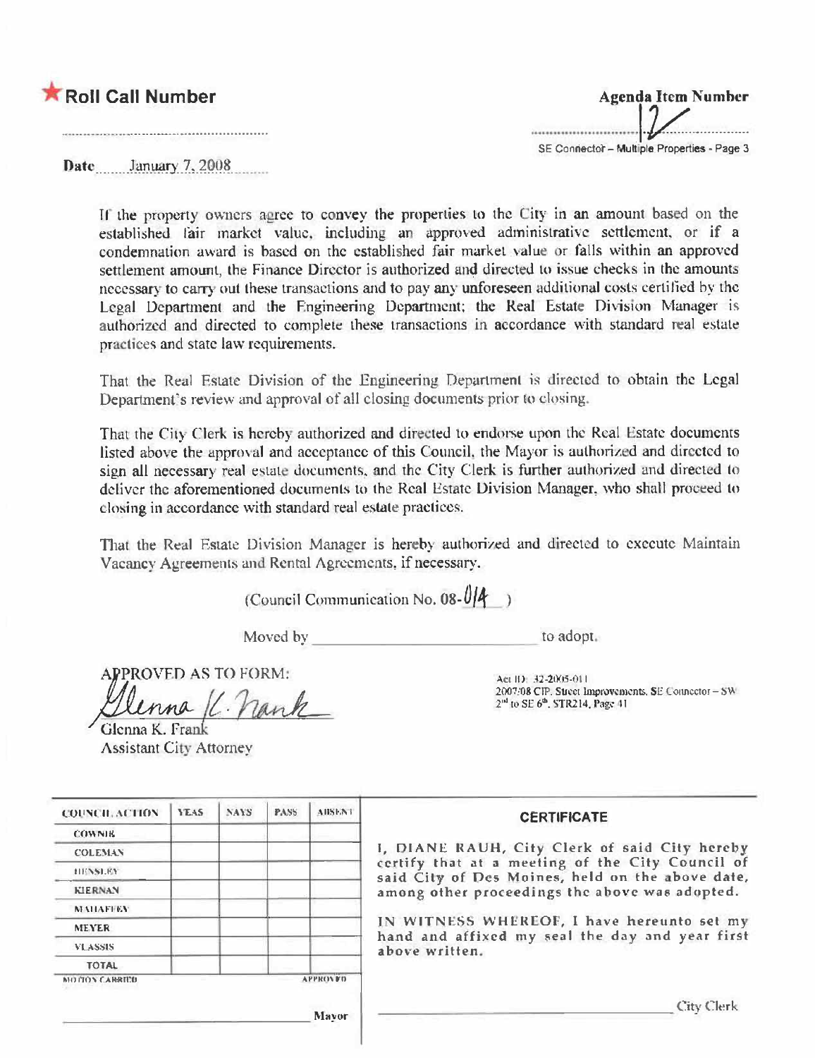★ **Roll Call Number** ..............................

**Agenda Item Number** 12

SE Connector – Multiple Properties - Page 3

**Date** January 7, 2008

If the property owners agree to convey the properties to the City in an amount based on the established fair market value, including an approved administrative settlement, or if a condemnation award is based on the established fair market value or falls within an approved settlement amount, the Finance Director is authorized and directed to issue checks in the amounts necessary to carry out these transactions and to pay any unforeseen additional costs certified by the Legal Department and the Engineering Department; the Real Estate Division Manager is authorized and directed to complete these transactions in accordance with standard real estate practices and state law requirements.

That the Real Estate Division of the Engineering Department is directed to obtain the Legal Department's review and approval of all closing documents prior to closing.

That the City Clerk is hereby authorized and directed to endorse upon the Real Estate documents listed above the approval and acceptance of this Council, the Mayor is authorized and directed to sign all necessary real estate documents, and the City Clerk is further authorized and directed to deliver the aforementioned documents to the Real Estate Division Manager, who shall proceed to closing in accordance with standard real estate practices.

That the Real Estate Division Manager is hereby authorized and directed to execute Maintain Vacancy Agreements and Rental Agreements, if necessary.

(Council Communication No. 08-014 )

Moved by ______________________ to adopt.

APPROVED AS TO FORM:

Glenna K. Frank
Glenna K. Frank
Assistant City Attorney

Act ID: 32-2005-011
2007/08 CIP, Street Improvements, SE Connector – SW 2nd to SE 6th, STR214, Page 41

| COUNCIL ACTION | YEAS | NAYS | PASS | ABSENT |
|---|---|---|---|---|
| COWNIE | | | | |
| COLEMAN | | | | |
| HENSLEY | | | | |
| KIERNAN | | | | |
| MAHAFFEY | | | | |
| MEYER | | | | |
| VLASSIS | | | | |
| TOTAL | | | | |
| MOTION CARRIED | | | | APPROVED |

______________________ Mayor

**CERTIFICATE**

I, DIANE RAUH, City Clerk of said City hereby certify that at a meeting of the City Council of said City of Des Moines, held on the above date, among other proceedings the above was adopted.

IN WITNESS WHEREOF, I have hereunto set my hand and affixed my seal the day and year first above written.

______________________ City Clerk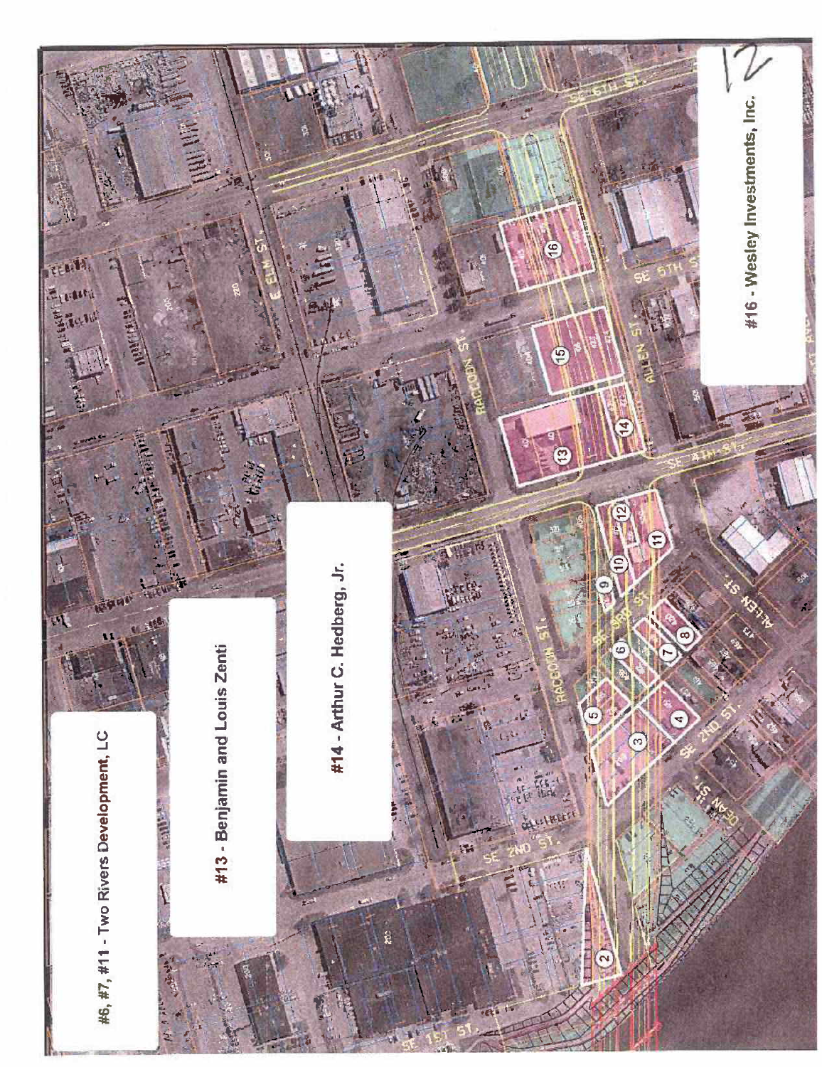#6, #7, #11 - Two Rivers Development, LC

#13 - Benjamin and Louis Zenti

#14 - Arthur C. Hedberg, Jr.

#16 - Wesley Investments, Inc.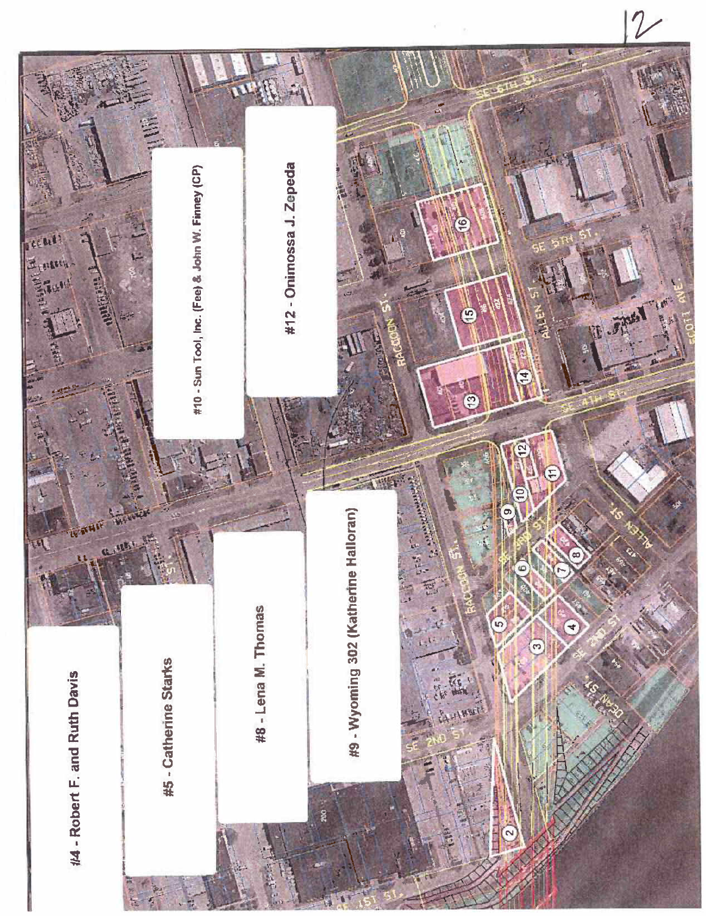#4 - Robert F. and Ruth Davis

#5 - Catherine Starks

#8 - Lena M. Thomas

#9 - Wyoming 302 (Katherine Halloran)

#10 - Sun Tool, Inc. (Fee) & John W. Finney (CP)

#12 - Onimossa J. Zepeda

SE 6TH ST.

SE 5TH ST.

SE 4TH ST.

SE 3RD ST.

SE 2ND ST.

SE 1ST ST.

RACCOON ST.

ALLEN ST.

SCOTT AVE.

DEAN ST.

2 3 4 5 6 7 8 9 10 11 12 13 14 15 16